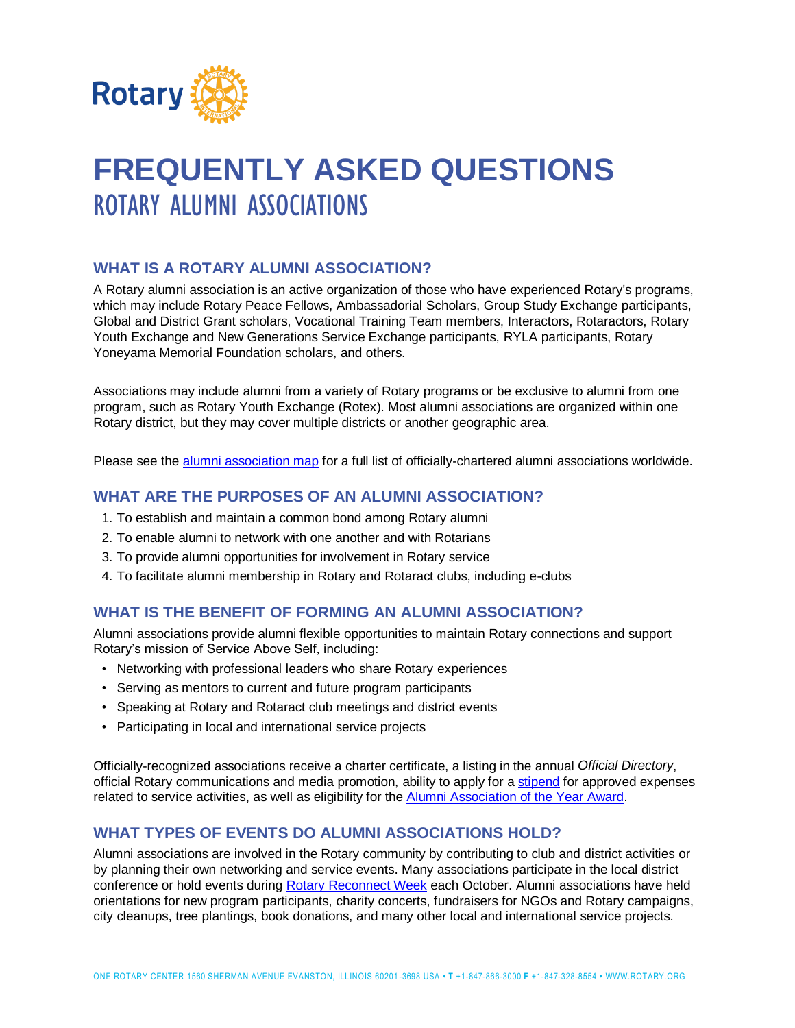Rotary

# FREQUENTLY ASKED QUESTIONS

## ROTARY ALUMNI ASSOCIATIONS

### WHAT IS A ROTARY ALUMNI ASSOCIATION?

A Rotary alumni association is an active organization of those who have experienced Rotary's programs, which may include Rotary Peace Fellows, Ambassadorial Scholars, Group Study Exchange participants, Global and District Grant scholars, Vocational Training Team members, Interactors, Rotaractors, Rotary Youth Exchange and New Generations Service Exchange participants, RYLA participants, Rotary Yoneyama Memorial Foundation scholars, and others.

Associations may include alumni from a variety of Rotary programs or be exclusive to alumni from one program, such as Rotary Youth Exchange (Rotex). Most alumni associations are organized within one Rotary district, but they may cover multiple districts or another geographic area.

Please see the alumni association map for a full list of officially-chartered alumni associations worldwide.

### WHAT ARE THE PURPOSES OF AN ALUMNI ASSOCIATION?

1. To establish and maintain a common bond among Rotary alumni
2. To enable alumni to network with one another and with Rotarians
3. To provide alumni opportunities for involvement in Rotary service
4. To facilitate alumni membership in Rotary and Rotaract clubs, including e-clubs

### WHAT IS THE BENEFIT OF FORMING AN ALUMNI ASSOCIATION?

Alumni associations provide alumni flexible opportunities to maintain Rotary connections and support Rotary's mission of Service Above Self, including:

- Networking with professional leaders who share Rotary experiences
- Serving as mentors to current and future program participants
- Speaking at Rotary and Rotaract club meetings and district events
- Participating in local and international service projects

Officially-recognized associations receive a charter certificate, a listing in the annual *Official Directory*, official Rotary communications and media promotion, ability to apply for a stipend for approved expenses related to service activities, as well as eligibility for the Alumni Association of the Year Award.

### WHAT TYPES OF EVENTS DO ALUMNI ASSOCIATIONS HOLD?

Alumni associations are involved in the Rotary community by contributing to club and district activities or by planning their own networking and service events. Many associations participate in the local district conference or hold events during Rotary Reconnect Week each October. Alumni associations have held orientations for new program participants, charity concerts, fundraisers for NGOs and Rotary campaigns, city cleanups, tree plantings, book donations, and many other local and international service projects.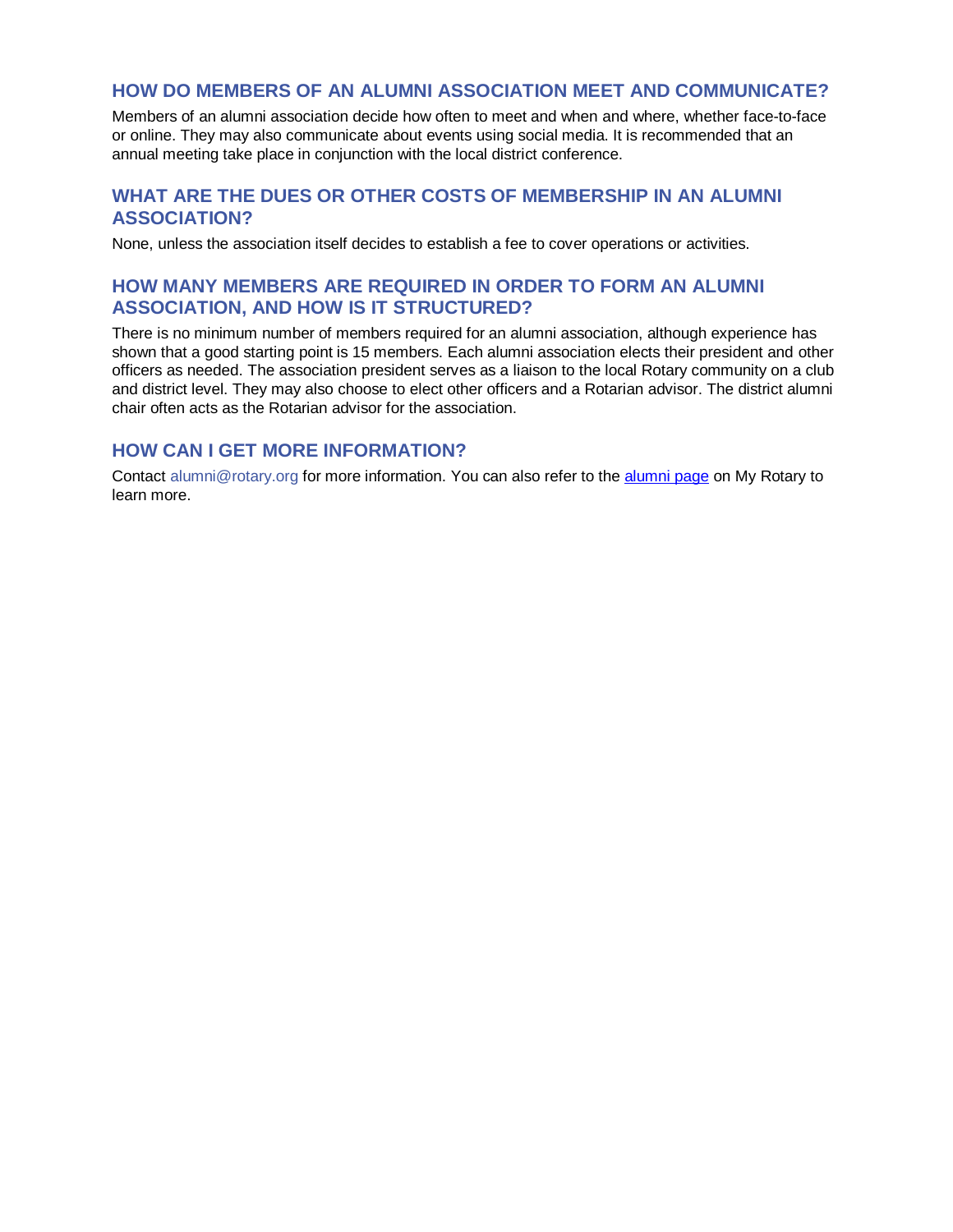## HOW DO MEMBERS OF AN ALUMNI ASSOCIATION MEET AND COMMUNICATE?

Members of an alumni association decide how often to meet and when and where, whether face-to-face or online. They may also communicate about events using social media. It is recommended that an annual meeting take place in conjunction with the local district conference.

## WHAT ARE THE DUES OR OTHER COSTS OF MEMBERSHIP IN AN ALUMNI ASSOCIATION?

None, unless the association itself decides to establish a fee to cover operations or activities.

## HOW MANY MEMBERS ARE REQUIRED IN ORDER TO FORM AN ALUMNI ASSOCIATION, AND HOW IS IT STRUCTURED?

There is no minimum number of members required for an alumni association, although experience has shown that a good starting point is 15 members. Each alumni association elects their president and other officers as needed. The association president serves as a liaison to the local Rotary community on a club and district level. They may also choose to elect other officers and a Rotarian advisor. The district alumni chair often acts as the Rotarian advisor for the association.

## HOW CAN I GET MORE INFORMATION?

Contact alumni@rotary.org for more information. You can also refer to the alumni page on My Rotary to learn more.